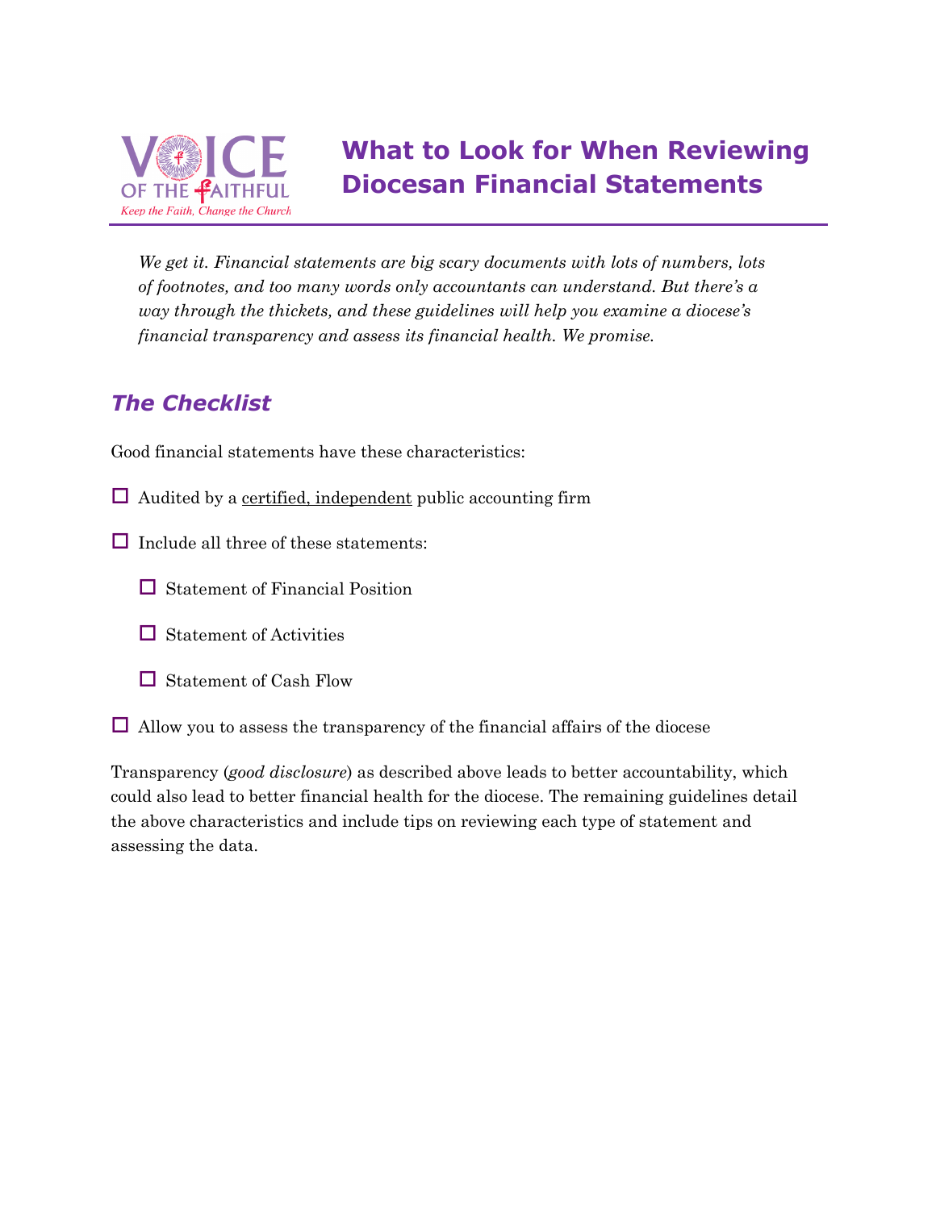VOICE OF THE FAITHFUL
*Keep the Faith, Change the Church*

# What to Look for When Reviewing Diocesan Financial Statements

*We get it. Financial statements are big scary documents with lots of numbers, lots of footnotes, and too many words only accountants can understand. But there's a way through the thickets, and these guidelines will help you examine a diocese's financial transparency and assess its financial health. We promise.*

## *The Checklist*

Good financial statements have these characteristics:

- ☐ Audited by a <u>certified, independent</u> public accounting firm
- ☐ Include all three of these statements:
  - ☐ Statement of Financial Position
  - ☐ Statement of Activities
  - ☐ Statement of Cash Flow
- ☐ Allow you to assess the transparency of the financial affairs of the diocese

Transparency (*good disclosure*) as described above leads to better accountability, which could also lead to better financial health for the diocese. The remaining guidelines detail the above characteristics and include tips on reviewing each type of statement and assessing the data.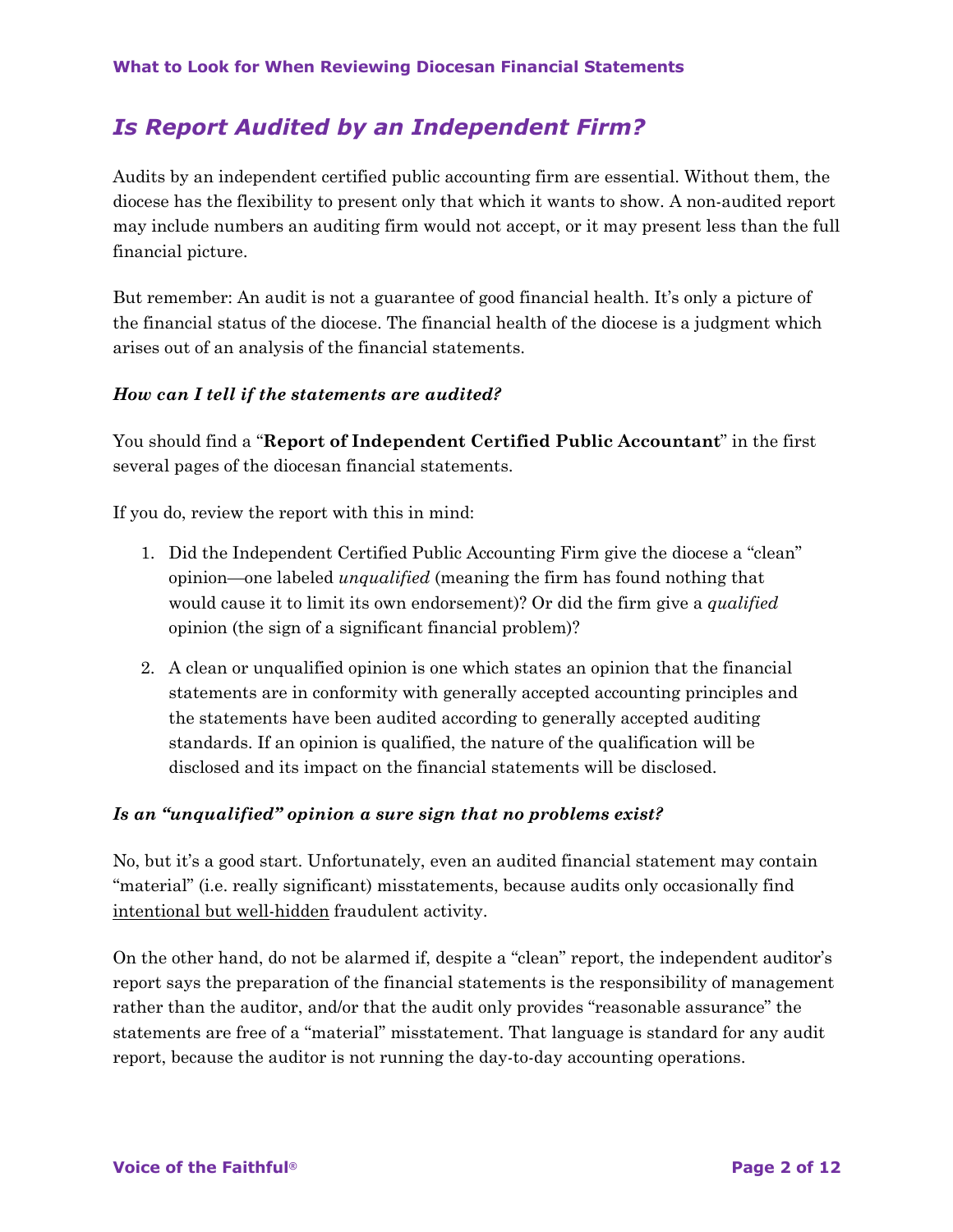## *Is Report Audited by an Independent Firm?*

Audits by an independent certified public accounting firm are essential. Without them, the diocese has the flexibility to present only that which it wants to show. A non-audited report may include numbers an auditing firm would not accept, or it may present less than the full financial picture.

But remember: An audit is not a guarantee of good financial health. It's only a picture of the financial status of the diocese. The financial health of the diocese is a judgment which arises out of an analysis of the financial statements.

### *How can I tell if the statements are audited?*

You should find a "**Report of Independent Certified Public Accountant**" in the first several pages of the diocesan financial statements.

If you do, review the report with this in mind:

1. Did the Independent Certified Public Accounting Firm give the diocese a "clean" opinion—one labeled *unqualified* (meaning the firm has found nothing that would cause it to limit its own endorsement)? Or did the firm give a *qualified* opinion (the sign of a significant financial problem)?

2. A clean or unqualified opinion is one which states an opinion that the financial statements are in conformity with generally accepted accounting principles and the statements have been audited according to generally accepted auditing standards. If an opinion is qualified, the nature of the qualification will be disclosed and its impact on the financial statements will be disclosed.

### *Is an "unqualified" opinion a sure sign that no problems exist?*

No, but it's a good start. Unfortunately, even an audited financial statement may contain "material" (i.e. really significant) misstatements, because audits only occasionally find <u>intentional but well-hidden</u> fraudulent activity.

On the other hand, do not be alarmed if, despite a "clean" report, the independent auditor's report says the preparation of the financial statements is the responsibility of management rather than the auditor, and/or that the audit only provides "reasonable assurance" the statements are free of a "material" misstatement. That language is standard for any audit report, because the auditor is not running the day-to-day accounting operations.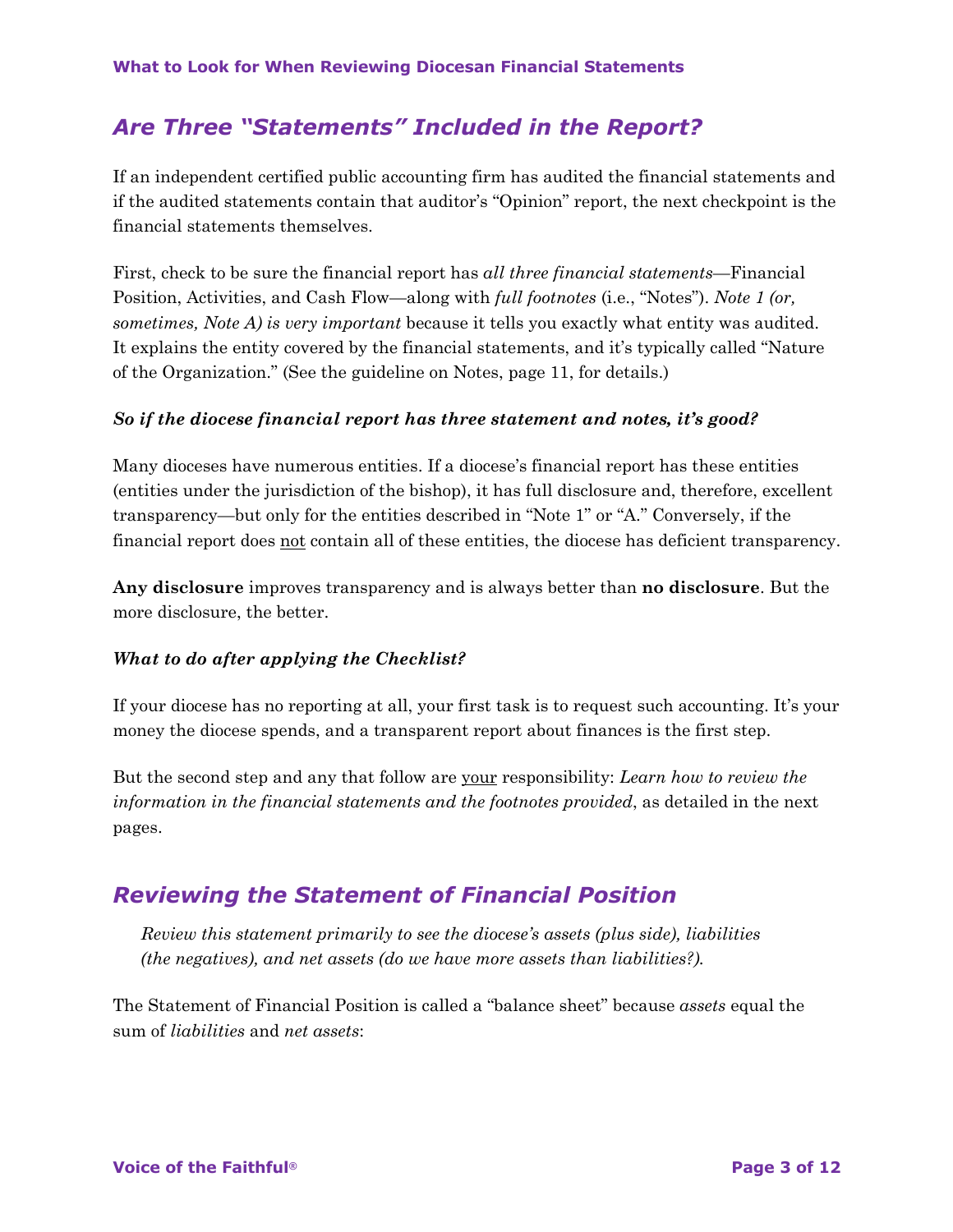## Are Three "Statements" Included in the Report?

If an independent certified public accounting firm has audited the financial statements and if the audited statements contain that auditor's "Opinion" report, the next checkpoint is the financial statements themselves.

First, check to be sure the financial report has *all three financial statements*—Financial Position, Activities, and Cash Flow—along with *full footnotes* (i.e., "Notes"). *Note 1 (or, sometimes, Note A) is very important* because it tells you exactly what entity was audited. It explains the entity covered by the financial statements, and it's typically called "Nature of the Organization." (See the guideline on Notes, page 11, for details.)

***So if the diocese financial report has three statement and notes, it's good?***

Many dioceses have numerous entities. If a diocese's financial report has these entities (entities under the jurisdiction of the bishop), it has full disclosure and, therefore, excellent transparency—but only for the entities described in "Note 1" or "A." Conversely, if the financial report does <u>not</u> contain all of these entities, the diocese has deficient transparency.

**Any disclosure** improves transparency and is always better than **no disclosure**. But the more disclosure, the better.

***What to do after applying the Checklist?***

If your diocese has no reporting at all, your first task is to request such accounting. It's your money the diocese spends, and a transparent report about finances is the first step.

But the second step and any that follow are <u>your</u> responsibility: *Learn how to review the information in the financial statements and the footnotes provided*, as detailed in the next pages.

## Reviewing the Statement of Financial Position

> *Review this statement primarily to see the diocese's assets (plus side), liabilities (the negatives), and net assets (do we have more assets than liabilities?).*

The Statement of Financial Position is called a "balance sheet" because *assets* equal the sum of *liabilities* and *net assets*: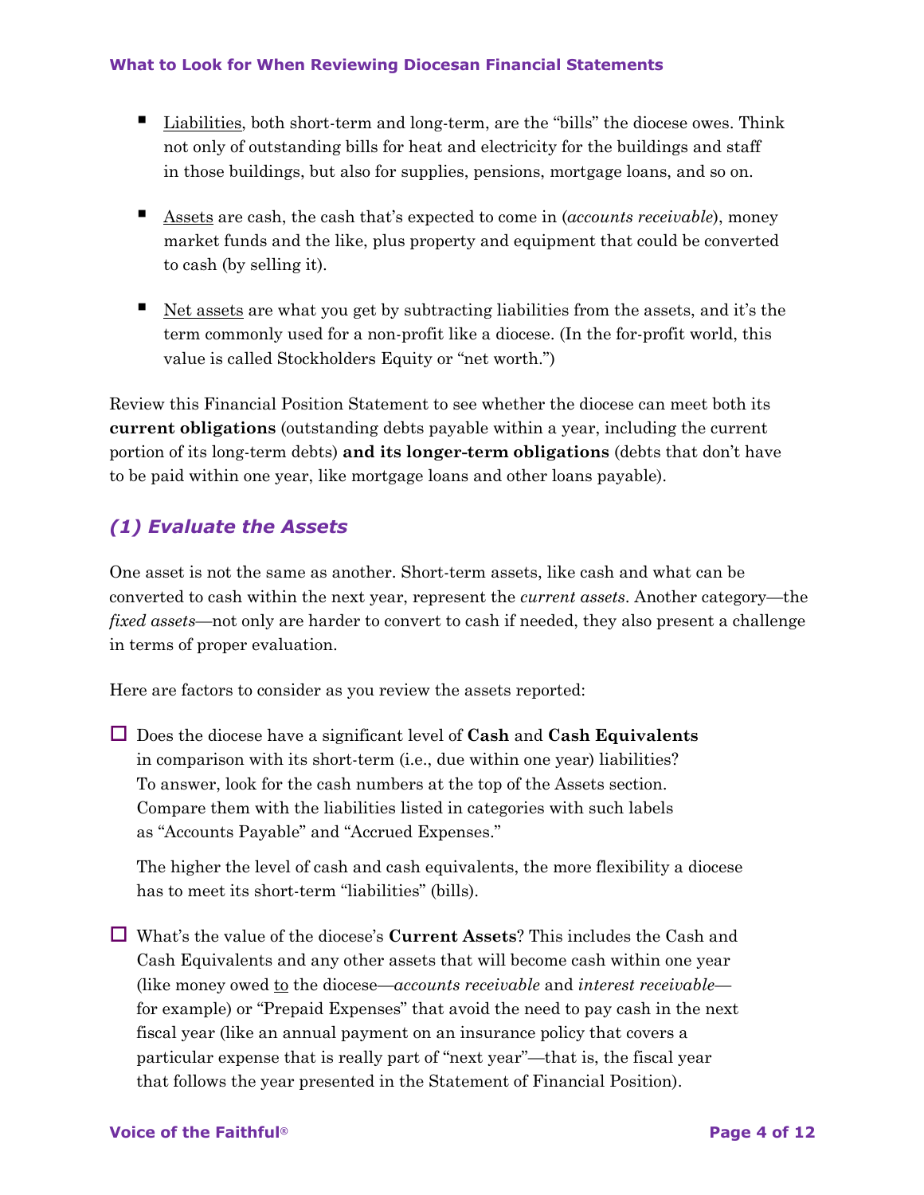- <u>Liabilities</u>, both short-term and long-term, are the "bills" the diocese owes. Think not only of outstanding bills for heat and electricity for the buildings and staff in those buildings, but also for supplies, pensions, mortgage loans, and so on.

- <u>Assets</u> are cash, the cash that's expected to come in (*accounts receivable*), money market funds and the like, plus property and equipment that could be converted to cash (by selling it).

- <u>Net assets</u> are what you get by subtracting liabilities from the assets, and it's the term commonly used for a non-profit like a diocese. (In the for-profit world, this value is called Stockholders Equity or "net worth.")

Review this Financial Position Statement to see whether the diocese can meet both its **current obligations** (outstanding debts payable within a year, including the current portion of its long-term debts) **and its longer-term obligations** (debts that don't have to be paid within one year, like mortgage loans and other loans payable).

## *(1) Evaluate the Assets*

One asset is not the same as another. Short-term assets, like cash and what can be converted to cash within the next year, represent the *current assets*. Another category—the *fixed assets*—not only are harder to convert to cash if needed, they also present a challenge in terms of proper evaluation.

Here are factors to consider as you review the assets reported:

- [ ] Does the diocese have a significant level of **Cash** and **Cash Equivalents** in comparison with its short-term (i.e., due within one year) liabilities? To answer, look for the cash numbers at the top of the Assets section. Compare them with the liabilities listed in categories with such labels as "Accounts Payable" and "Accrued Expenses."

  The higher the level of cash and cash equivalents, the more flexibility a diocese has to meet its short-term "liabilities" (bills).

- [ ] What's the value of the diocese's **Current Assets**? This includes the Cash and Cash Equivalents and any other assets that will become cash within one year (like money owed <u>to</u> the diocese—*accounts receivable* and *interest receivable*—for example) or "Prepaid Expenses" that avoid the need to pay cash in the next fiscal year (like an annual payment on an insurance policy that covers a particular expense that is really part of "next year"—that is, the fiscal year that follows the year presented in the Statement of Financial Position).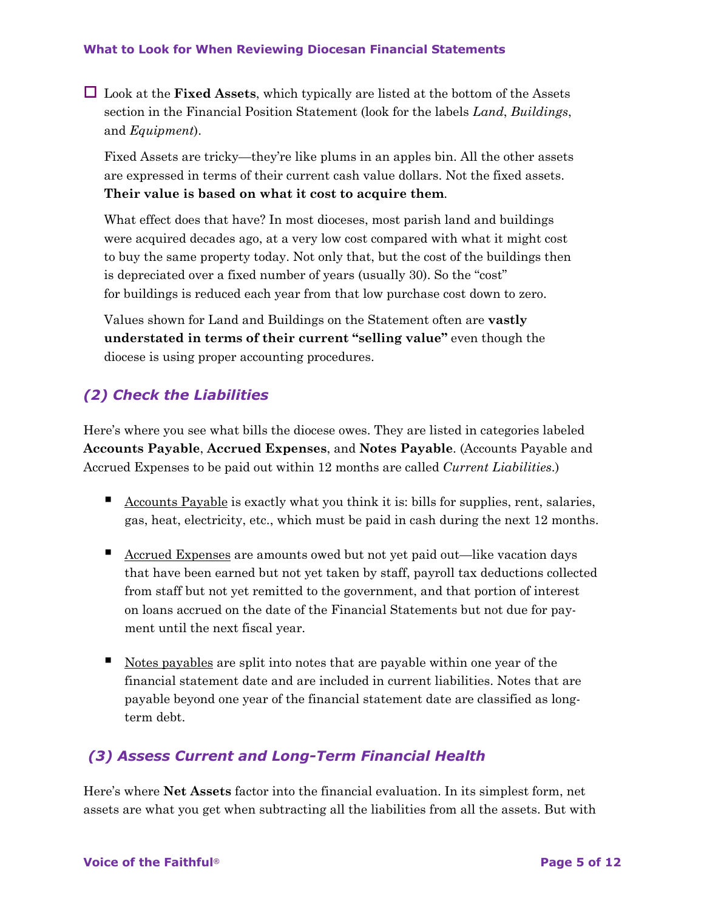- [ ] Look at the **Fixed Assets**, which typically are listed at the bottom of the Assets section in the Financial Position Statement (look for the labels *Land*, *Buildings*, and *Equipment*).

  Fixed Assets are tricky—they're like plums in an apples bin. All the other assets are expressed in terms of their current cash value dollars. Not the fixed assets. **Their value is based on what it cost to acquire them**.

  What effect does that have? In most dioceses, most parish land and buildings were acquired decades ago, at a very low cost compared with what it might cost to buy the same property today. Not only that, but the cost of the buildings then is depreciated over a fixed number of years (usually 30). So the "cost" for buildings is reduced each year from that low purchase cost down to zero.

  Values shown for Land and Buildings on the Statement often are **vastly understated in terms of their current "selling value"** even though the diocese is using proper accounting procedures.

## *(2) Check the Liabilities*

Here's where you see what bills the diocese owes. They are listed in categories labeled **Accounts Payable**, **Accrued Expenses**, and **Notes Payable**. (Accounts Payable and Accrued Expenses to be paid out within 12 months are called *Current Liabilities*.)

- <u>Accounts Payable</u> is exactly what you think it is: bills for supplies, rent, salaries, gas, heat, electricity, etc., which must be paid in cash during the next 12 months.

- <u>Accrued Expenses</u> are amounts owed but not yet paid out—like vacation days that have been earned but not yet taken by staff, payroll tax deductions collected from staff but not yet remitted to the government, and that portion of interest on loans accrued on the date of the Financial Statements but not due for payment until the next fiscal year.

- <u>Notes payables</u> are split into notes that are payable within one year of the financial statement date and are included in current liabilities. Notes that are payable beyond one year of the financial statement date are classified as long-term debt.

## *(3) Assess Current and Long-Term Financial Health*

Here's where **Net Assets** factor into the financial evaluation. In its simplest form, net assets are what you get when subtracting all the liabilities from all the assets. But with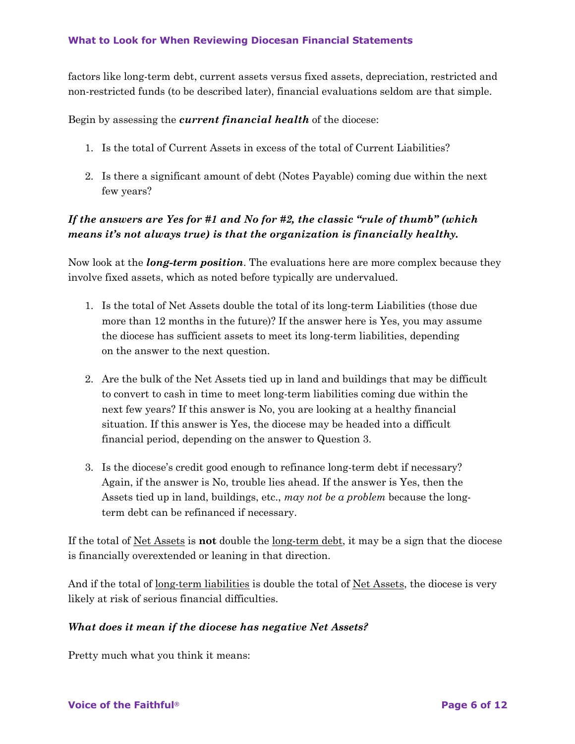factors like long-term debt, current assets versus fixed assets, depreciation, restricted and non-restricted funds (to be described later), financial evaluations seldom are that simple.

Begin by assessing the ***current financial health*** of the diocese:

1. Is the total of Current Assets in excess of the total of Current Liabilities?

2. Is there a significant amount of debt (Notes Payable) coming due within the next few years?

***If the answers are Yes for #1 and No for #2, the classic "rule of thumb" (which means it's not always true) is that the organization is financially healthy.***

Now look at the ***long-term position***. The evaluations here are more complex because they involve fixed assets, which as noted before typically are undervalued.

1. Is the total of Net Assets double the total of its long-term Liabilities (those due more than 12 months in the future)? If the answer here is Yes, you may assume the diocese has sufficient assets to meet its long-term liabilities, depending on the answer to the next question.

2. Are the bulk of the Net Assets tied up in land and buildings that may be difficult to convert to cash in time to meet long-term liabilities coming due within the next few years? If this answer is No, you are looking at a healthy financial situation. If this answer is Yes, the diocese may be headed into a difficult financial period, depending on the answer to Question 3.

3. Is the diocese's credit good enough to refinance long-term debt if necessary? Again, if the answer is No, trouble lies ahead. If the answer is Yes, then the Assets tied up in land, buildings, etc., *may not be a problem* because the long-term debt can be refinanced if necessary.

If the total of <u>Net Assets</u> is **not** double the <u>long-term debt</u>, it may be a sign that the diocese is financially overextended or leaning in that direction.

And if the total of <u>long-term liabilities</u> is double the total of <u>Net Assets</u>, the diocese is very likely at risk of serious financial difficulties.

***What does it mean if the diocese has negative Net Assets?***

Pretty much what you think it means: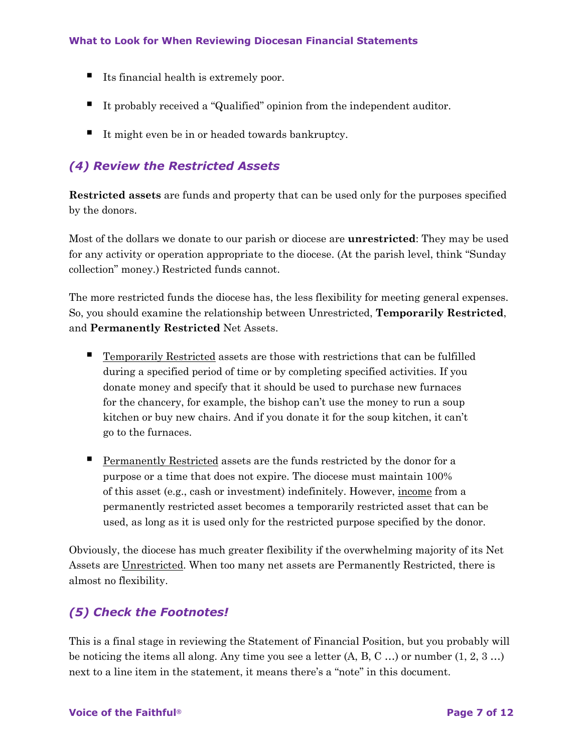- Its financial health is extremely poor.
- It probably received a "Qualified" opinion from the independent auditor.
- It might even be in or headed towards bankruptcy.

## *(4) Review the Restricted Assets*

**Restricted assets** are funds and property that can be used only for the purposes specified by the donors.

Most of the dollars we donate to our parish or diocese are **unrestricted**: They may be used for any activity or operation appropriate to the diocese. (At the parish level, think "Sunday collection" money.) Restricted funds cannot.

The more restricted funds the diocese has, the less flexibility for meeting general expenses. So, you should examine the relationship between Unrestricted, **Temporarily Restricted**, and **Permanently Restricted** Net Assets.

- <u>Temporarily Restricted</u> assets are those with restrictions that can be fulfilled during a specified period of time or by completing specified activities. If you donate money and specify that it should be used to purchase new furnaces for the chancery, for example, the bishop can't use the money to run a soup kitchen or buy new chairs. And if you donate it for the soup kitchen, it can't go to the furnaces.
- <u>Permanently Restricted</u> assets are the funds restricted by the donor for a purpose or a time that does not expire. The diocese must maintain 100% of this asset (e.g., cash or investment) indefinitely. However, <u>income</u> from a permanently restricted asset becomes a temporarily restricted asset that can be used, as long as it is used only for the restricted purpose specified by the donor.

Obviously, the diocese has much greater flexibility if the overwhelming majority of its Net Assets are <u>Unrestricted</u>. When too many net assets are Permanently Restricted, there is almost no flexibility.

## *(5) Check the Footnotes!*

This is a final stage in reviewing the Statement of Financial Position, but you probably will be noticing the items all along. Any time you see a letter (A, B, C …) or number (1, 2, 3 …) next to a line item in the statement, it means there's a "note" in this document.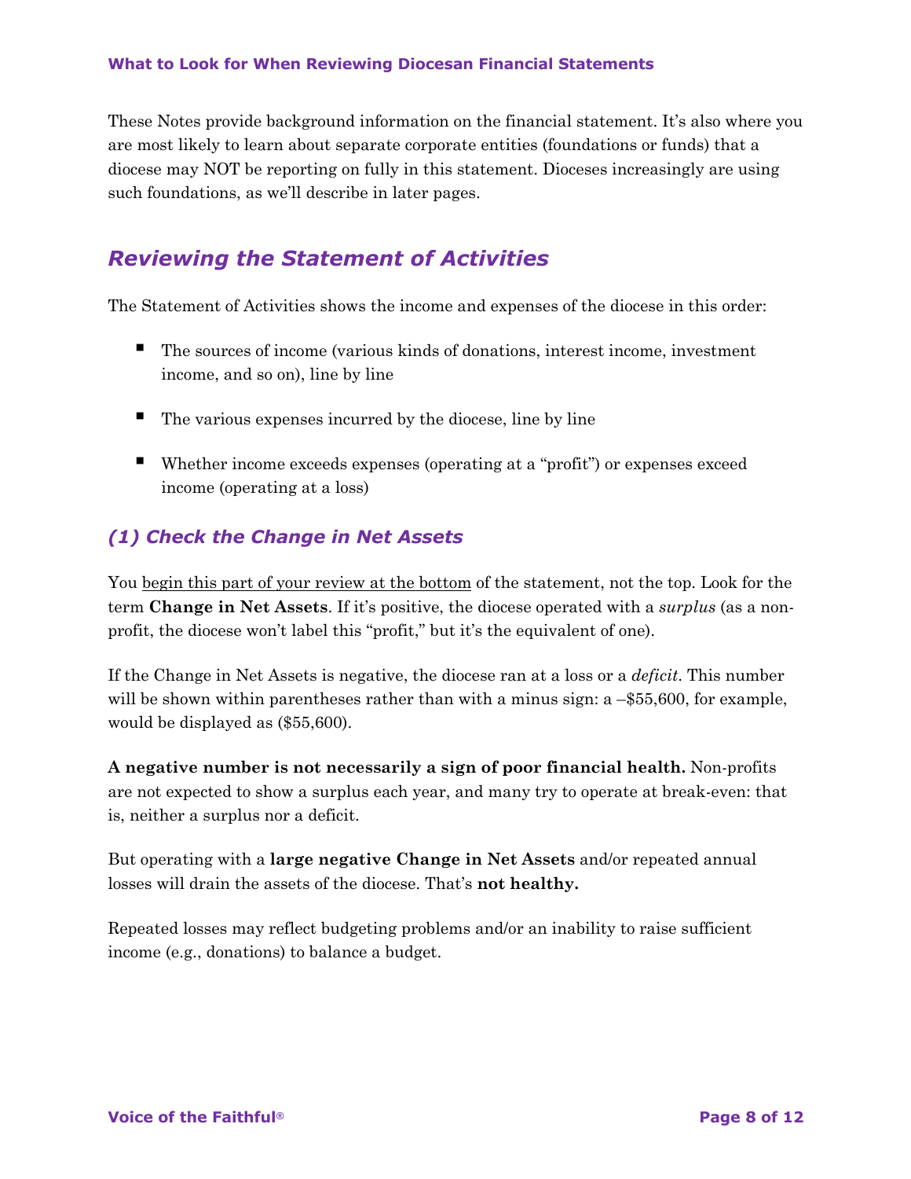These Notes provide background information on the financial statement. It's also where you are most likely to learn about separate corporate entities (foundations or funds) that a diocese may NOT be reporting on fully in this statement. Dioceses increasingly are using such foundations, as we'll describe in later pages.

## *Reviewing the Statement of Activities*

The Statement of Activities shows the income and expenses of the diocese in this order:

- The sources of income (various kinds of donations, interest income, investment income, and so on), line by line
- The various expenses incurred by the diocese, line by line
- Whether income exceeds expenses (operating at a "profit") or expenses exceed income (operating at a loss)

### *(1) Check the Change in Net Assets*

You <u>begin this part of your review at the bottom</u> of the statement, not the top. Look for the term **Change in Net Assets**. If it's positive, the diocese operated with a *surplus* (as a non-profit, the diocese won't label this "profit," but it's the equivalent of one).

If the Change in Net Assets is negative, the diocese ran at a loss or a *deficit*. This number will be shown within parentheses rather than with a minus sign: a –$55,600, for example, would be displayed as ($55,600).

**A negative number is not necessarily a sign of poor financial health.** Non-profits are not expected to show a surplus each year, and many try to operate at break-even: that is, neither a surplus nor a deficit.

But operating with a **large negative Change in Net Assets** and/or repeated annual losses will drain the assets of the diocese. That's **not healthy.**

Repeated losses may reflect budgeting problems and/or an inability to raise sufficient income (e.g., donations) to balance a budget.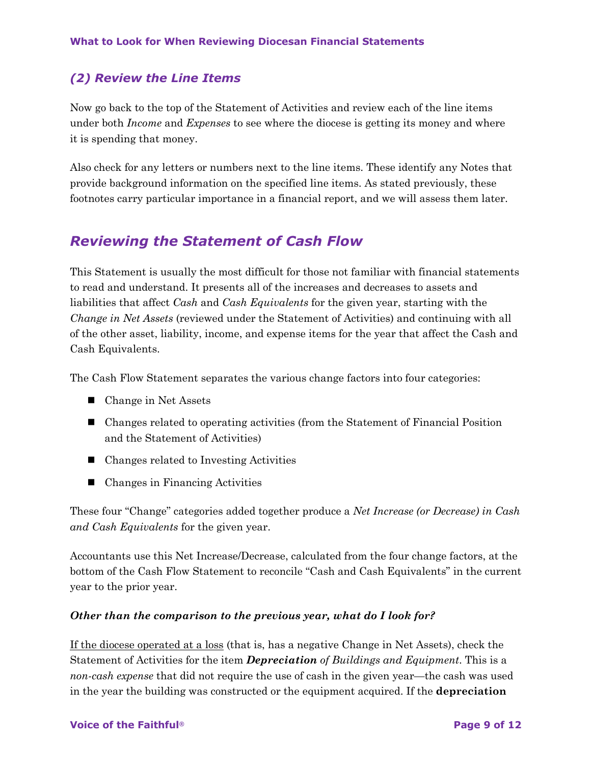### *(2) Review the Line Items*

Now go back to the top of the Statement of Activities and review each of the line items under both *Income* and *Expenses* to see where the diocese is getting its money and where it is spending that money.

Also check for any letters or numbers next to the line items. These identify any Notes that provide background information on the specified line items. As stated previously, these footnotes carry particular importance in a financial report, and we will assess them later.

## *Reviewing the Statement of Cash Flow*

This Statement is usually the most difficult for those not familiar with financial statements to read and understand. It presents all of the increases and decreases to assets and liabilities that affect *Cash* and *Cash Equivalents* for the given year, starting with the *Change in Net Assets* (reviewed under the Statement of Activities) and continuing with all of the other asset, liability, income, and expense items for the year that affect the Cash and Cash Equivalents.

The Cash Flow Statement separates the various change factors into four categories:

- Change in Net Assets
- Changes related to operating activities (from the Statement of Financial Position and the Statement of Activities)
- Changes related to Investing Activities
- Changes in Financing Activities

These four "Change" categories added together produce a *Net Increase (or Decrease) in Cash and Cash Equivalents* for the given year.

Accountants use this Net Increase/Decrease, calculated from the four change factors, at the bottom of the Cash Flow Statement to reconcile "Cash and Cash Equivalents" in the current year to the prior year.

***Other than the comparison to the previous year, what do I look for?***

<u>If the diocese operated at a loss</u> (that is, has a negative Change in Net Assets), check the Statement of Activities for the item ***Depreciation*** *of Buildings and Equipment*. This is a *non-cash expense* that did not require the use of cash in the given year—the cash was used in the year the building was constructed or the equipment acquired. If the **depreciation**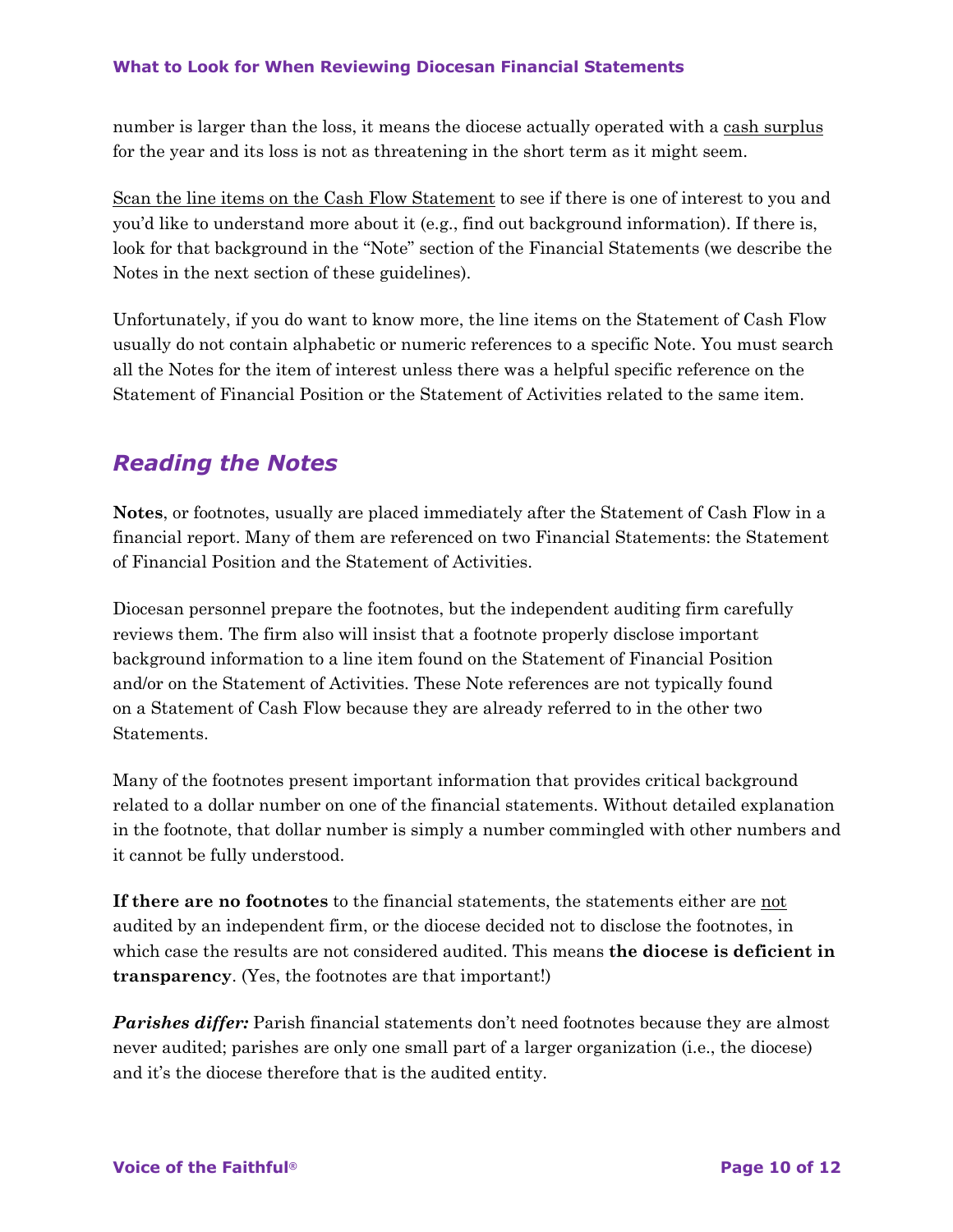number is larger than the loss, it means the diocese actually operated with a <u>cash surplus</u> for the year and its loss is not as threatening in the short term as it might seem.

<u>Scan the line items on the Cash Flow Statement</u> to see if there is one of interest to you and you'd like to understand more about it (e.g., find out background information). If there is, look for that background in the "Note" section of the Financial Statements (we describe the Notes in the next section of these guidelines).

Unfortunately, if you do want to know more, the line items on the Statement of Cash Flow usually do not contain alphabetic or numeric references to a specific Note. You must search all the Notes for the item of interest unless there was a helpful specific reference on the Statement of Financial Position or the Statement of Activities related to the same item.

## *Reading the Notes*

**Notes**, or footnotes, usually are placed immediately after the Statement of Cash Flow in a financial report. Many of them are referenced on two Financial Statements: the Statement of Financial Position and the Statement of Activities.

Diocesan personnel prepare the footnotes, but the independent auditing firm carefully reviews them. The firm also will insist that a footnote properly disclose important background information to a line item found on the Statement of Financial Position and/or on the Statement of Activities. These Note references are not typically found on a Statement of Cash Flow because they are already referred to in the other two Statements.

Many of the footnotes present important information that provides critical background related to a dollar number on one of the financial statements. Without detailed explanation in the footnote, that dollar number is simply a number commingled with other numbers and it cannot be fully understood.

**If there are no footnotes** to the financial statements, the statements either are <u>not</u> audited by an independent firm, or the diocese decided not to disclose the footnotes, in which case the results are not considered audited. This means **the diocese is deficient in transparency**. (Yes, the footnotes are that important!)

***Parishes differ:*** Parish financial statements don't need footnotes because they are almost never audited; parishes are only one small part of a larger organization (i.e., the diocese) and it's the diocese therefore that is the audited entity.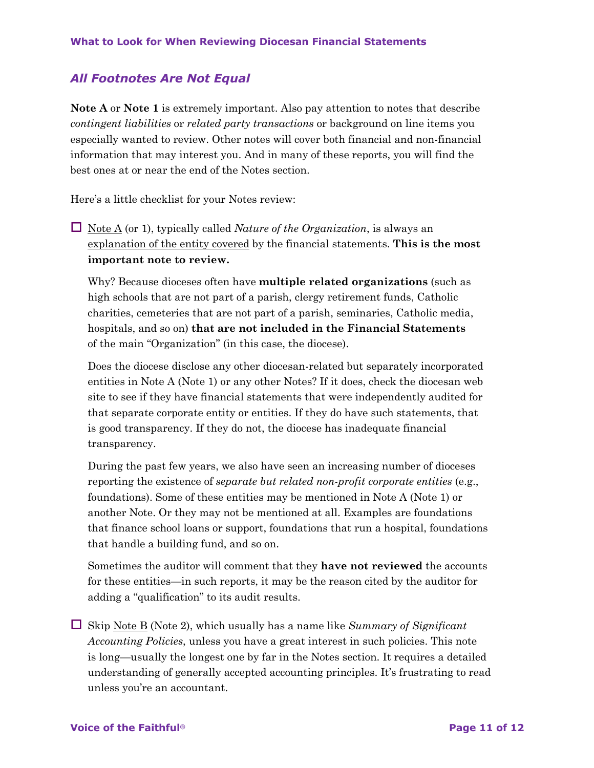## *All Footnotes Are Not Equal*

**Note A** or **Note 1** is extremely important. Also pay attention to notes that describe *contingent liabilities* or *related party transactions* or background on line items you especially wanted to review. Other notes will cover both financial and non-financial information that may interest you. And in many of these reports, you will find the best ones at or near the end of the Notes section.

Here's a little checklist for your Notes review:

- ☐ Note A (or 1), typically called *Nature of the Organization*, is always an explanation of the entity covered by the financial statements. **This is the most important note to review.**

  Why? Because dioceses often have **multiple related organizations** (such as high schools that are not part of a parish, clergy retirement funds, Catholic charities, cemeteries that are not part of a parish, seminaries, Catholic media, hospitals, and so on) **that are not included in the Financial Statements** of the main "Organization" (in this case, the diocese).

  Does the diocese disclose any other diocesan-related but separately incorporated entities in Note A (Note 1) or any other Notes? If it does, check the diocesan web site to see if they have financial statements that were independently audited for that separate corporate entity or entities. If they do have such statements, that is good transparency. If they do not, the diocese has inadequate financial transparency.

  During the past few years, we also have seen an increasing number of dioceses reporting the existence of *separate but related non-profit corporate entities* (e.g., foundations). Some of these entities may be mentioned in Note A (Note 1) or another Note. Or they may not be mentioned at all. Examples are foundations that finance school loans or support, foundations that run a hospital, foundations that handle a building fund, and so on.

  Sometimes the auditor will comment that they **have not reviewed** the accounts for these entities—in such reports, it may be the reason cited by the auditor for adding a "qualification" to its audit results.

- ☐ Skip Note B (Note 2), which usually has a name like *Summary of Significant Accounting Policies*, unless you have a great interest in such policies. This note is long—usually the longest one by far in the Notes section. It requires a detailed understanding of generally accepted accounting principles. It's frustrating to read unless you're an accountant.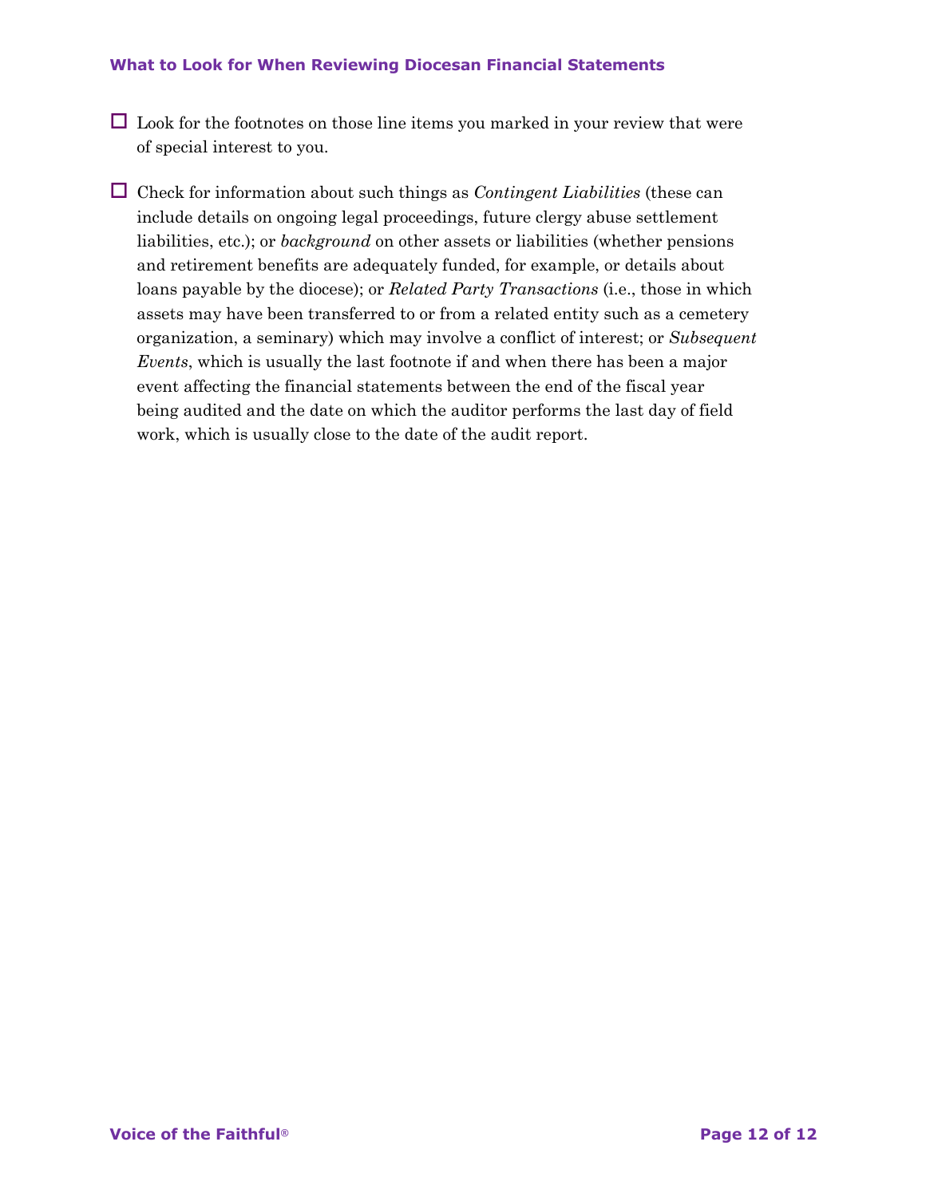- [ ] Look for the footnotes on those line items you marked in your review that were of special interest to you.

- [ ] Check for information about such things as *Contingent Liabilities* (these can include details on ongoing legal proceedings, future clergy abuse settlement liabilities, etc.); or *background* on other assets or liabilities (whether pensions and retirement benefits are adequately funded, for example, or details about loans payable by the diocese); or *Related Party Transactions* (i.e., those in which assets may have been transferred to or from a related entity such as a cemetery organization, a seminary) which may involve a conflict of interest; or *Subsequent Events*, which is usually the last footnote if and when there has been a major event affecting the financial statements between the end of the fiscal year being audited and the date on which the auditor performs the last day of field work, which is usually close to the date of the audit report.